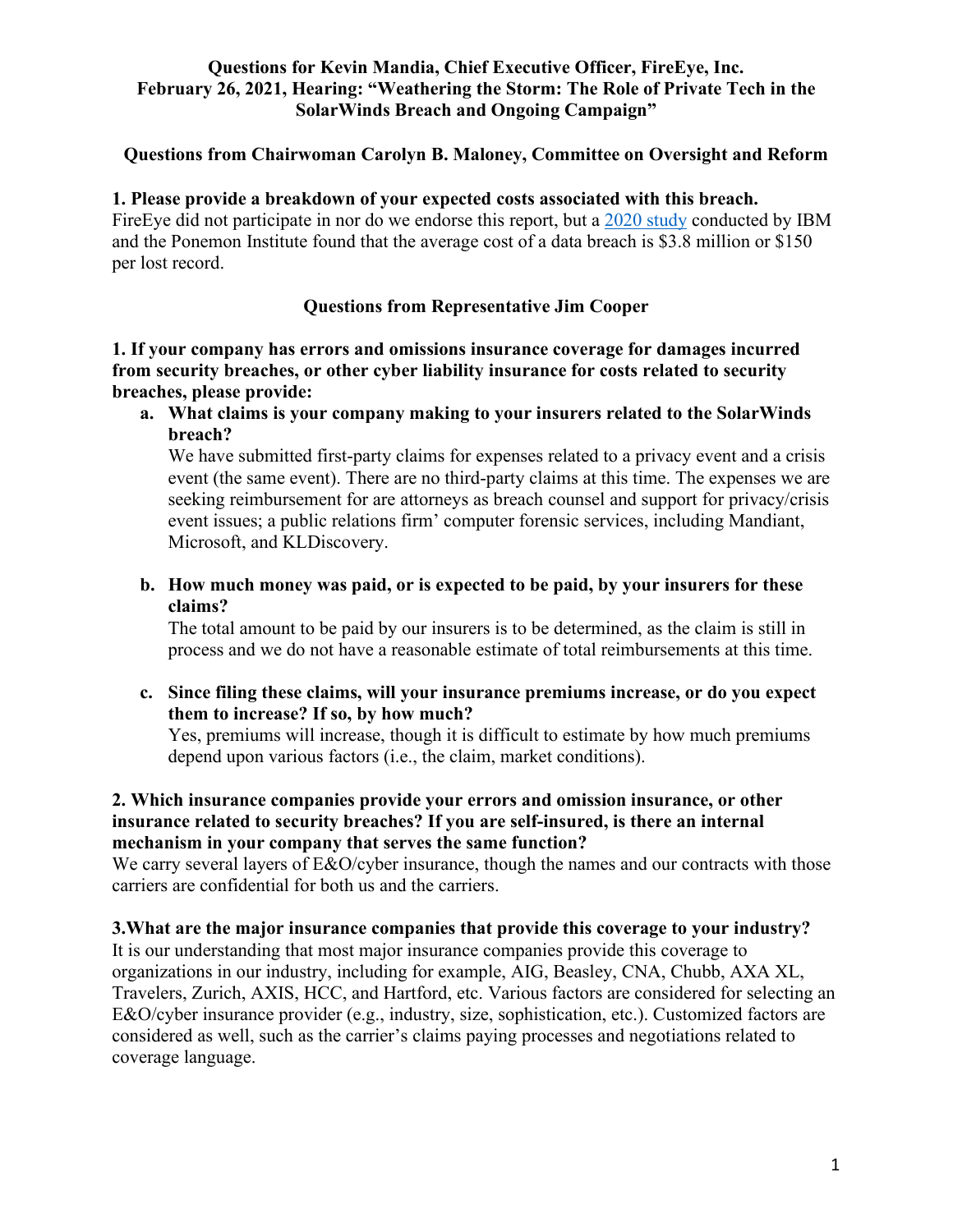# Questions for Kevin Mandia, Chief Executive Officer, FireEye, Inc.
## February 26, 2021, Hearing: "Weathering the Storm: The Role of Private Tech in the SolarWinds Breach and Ongoing Campaign"

### Questions from Chairwoman Carolyn B. Maloney, Committee on Oversight and Reform

**1. Please provide a breakdown of your expected costs associated with this breach.**

FireEye did not participate in nor do we endorse this report, but a 2020 study conducted by IBM and the Ponemon Institute found that the average cost of a data breach is $3.8 million or $150 per lost record.

### Questions from Representative Jim Cooper

**1. If your company has errors and omissions insurance coverage for damages incurred from security breaches, or other cyber liability insurance for costs related to security breaches, please provide:**

a. **What claims is your company making to your insurers related to the SolarWinds breach?**

   We have submitted first-party claims for expenses related to a privacy event and a crisis event (the same event). There are no third-party claims at this time. The expenses we are seeking reimbursement for are attorneys as breach counsel and support for privacy/crisis event issues; a public relations firm' computer forensic services, including Mandiant, Microsoft, and KLDiscovery.

b. **How much money was paid, or is expected to be paid, by your insurers for these claims?**

   The total amount to be paid by our insurers is to be determined, as the claim is still in process and we do not have a reasonable estimate of total reimbursements at this time.

c. **Since filing these claims, will your insurance premiums increase, or do you expect them to increase? If so, by how much?**

   Yes, premiums will increase, though it is difficult to estimate by how much premiums depend upon various factors (i.e., the claim, market conditions).

**2. Which insurance companies provide your errors and omission insurance, or other insurance related to security breaches? If you are self-insured, is there an internal mechanism in your company that serves the same function?**

We carry several layers of E&O/cyber insurance, though the names and our contracts with those carriers are confidential for both us and the carriers.

**3.What are the major insurance companies that provide this coverage to your industry?**

It is our understanding that most major insurance companies provide this coverage to organizations in our industry, including for example, AIG, Beasley, CNA, Chubb, AXA XL, Travelers, Zurich, AXIS, HCC, and Hartford, etc. Various factors are considered for selecting an E&O/cyber insurance provider (e.g., industry, size, sophistication, etc.). Customized factors are considered as well, such as the carrier's claims paying processes and negotiations related to coverage language.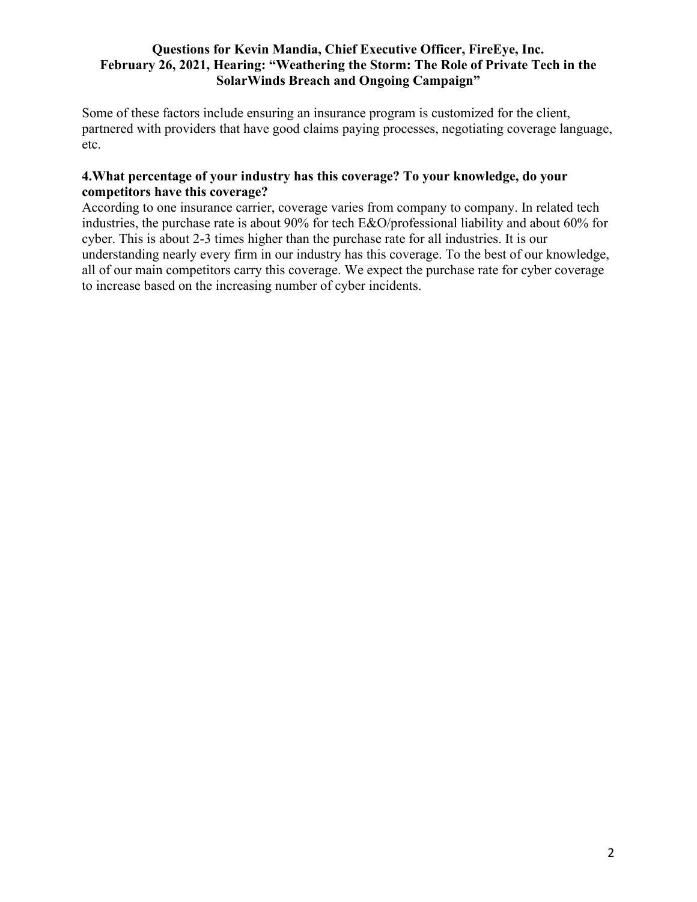Some of these factors include ensuring an insurance program is customized for the client, partnered with providers that have good claims paying processes, negotiating coverage language, etc.

**4.What percentage of your industry has this coverage? To your knowledge, do your competitors have this coverage?**

According to one insurance carrier, coverage varies from company to company. In related tech industries, the purchase rate is about 90% for tech E&O/professional liability and about 60% for cyber. This is about 2-3 times higher than the purchase rate for all industries. It is our understanding nearly every firm in our industry has this coverage. To the best of our knowledge, all of our main competitors carry this coverage. We expect the purchase rate for cyber coverage to increase based on the increasing number of cyber incidents.